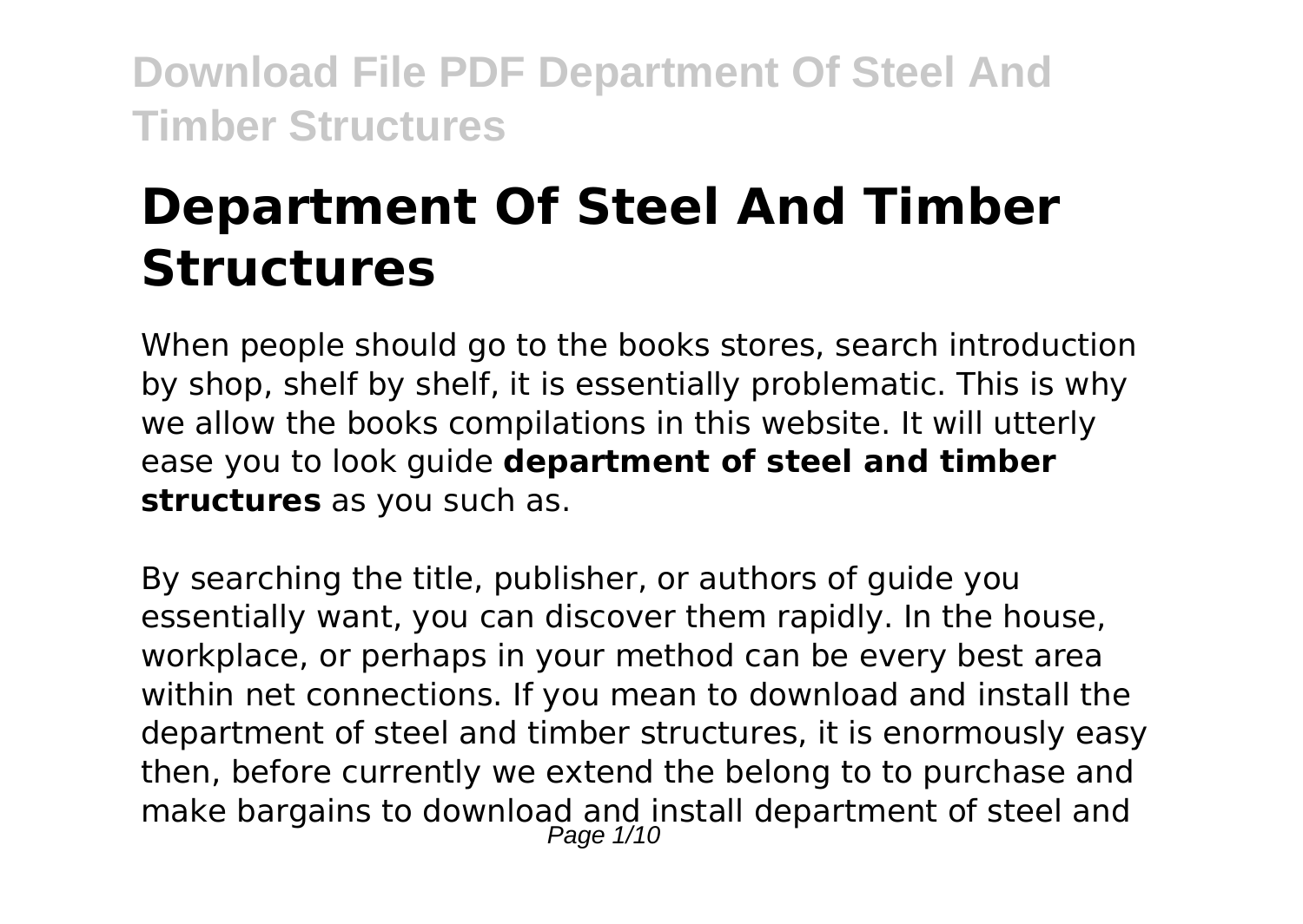# Department Of Steel And Timber Structures

When people should go to the books stores, search introduction by shop, shelf by shelf, it is essentially problematic. This is why we allow the books compilations in this website. It will utterly ease you to look guide **department of steel and timber structures** as you such as.

By searching the title, publisher, or authors of guide you essentially want, you can discover them rapidly. In the house, workplace, or perhaps in your method can be every best area within net connections. If you mean to download and install the department of steel and timber structures, it is enormously easy then, before currently we extend the belong to to purchase and make bargains to download and install department of steel and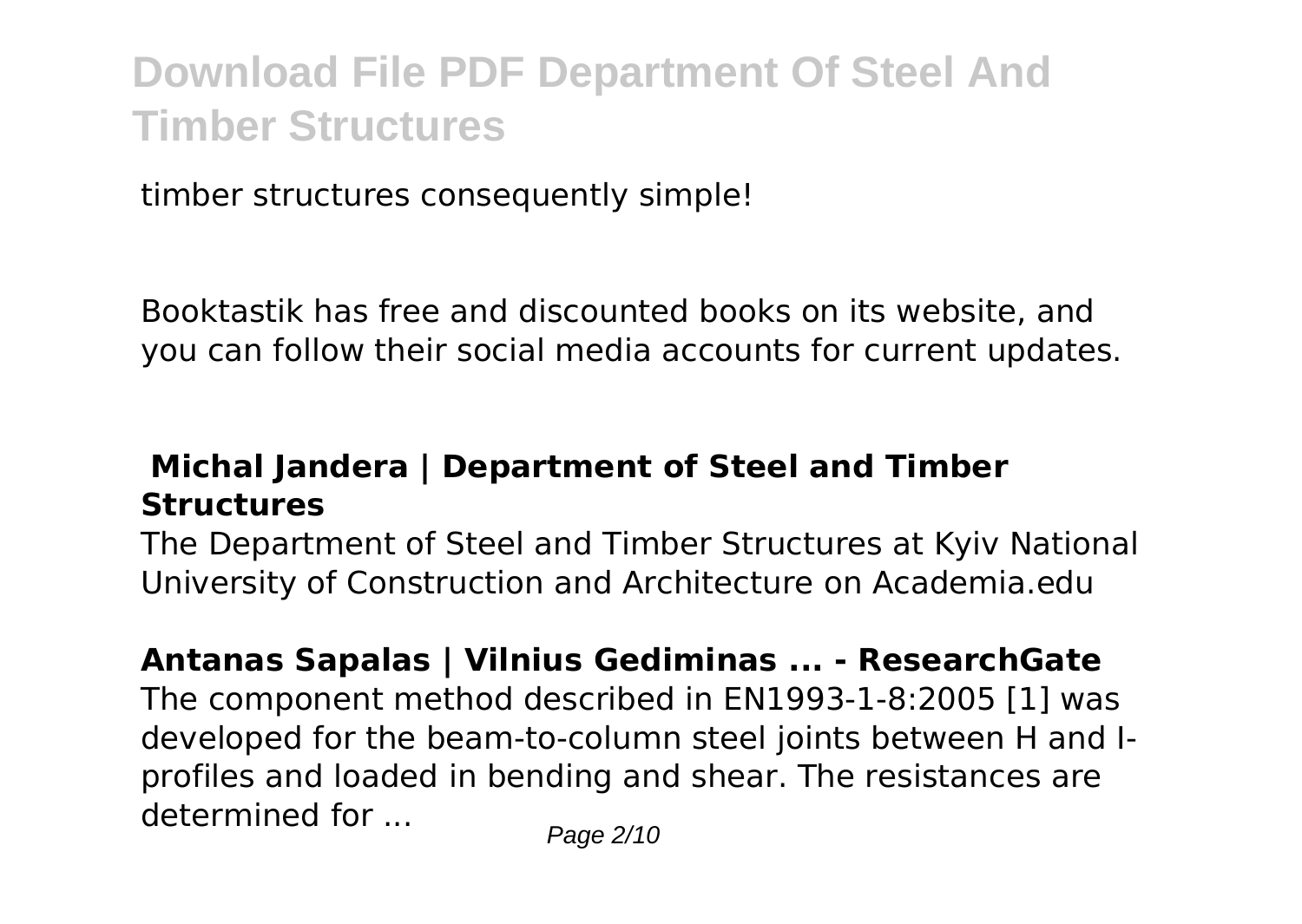timber structures consequently simple!

Booktastik has free and discounted books on its website, and you can follow their social media accounts for current updates.

## Michal Jandera | Department of Steel and Timber Structures

The Department of Steel and Timber Structures at Kyiv National University of Construction and Architecture on Academia.edu

## Antanas Sapalas | Vilnius Gediminas ... - ResearchGate

The component method described in EN1993-1-8:2005 [1] was developed for the beam-to-column steel joints between H and I-profiles and loaded in bending and shear. The resistances are determined for ...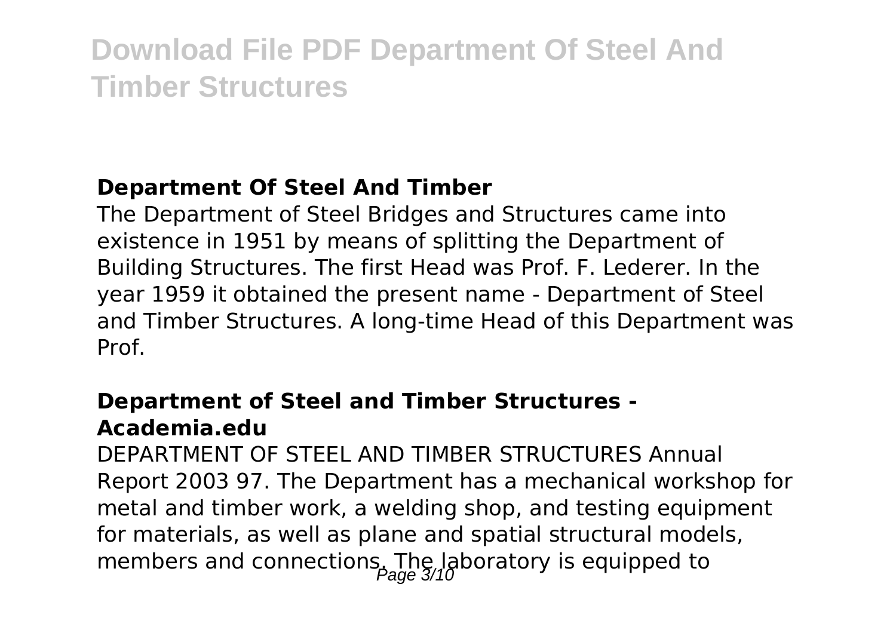**Department Of Steel And Timber**

The Department of Steel Bridges and Structures came into existence in 1951 by means of splitting the Department of Building Structures. The first Head was Prof. F. Lederer. In the year 1959 it obtained the present name - Department of Steel and Timber Structures. A long-time Head of this Department was Prof.

**Department of Steel and Timber Structures - Academia.edu**

DEPARTMENT OF STEEL AND TIMBER STRUCTURES Annual Report 2003 97. The Department has a mechanical workshop for metal and timber work, a welding shop, and testing equipment for materials, as well as plane and spatial structural models, members and connections. The laboratory is equipped to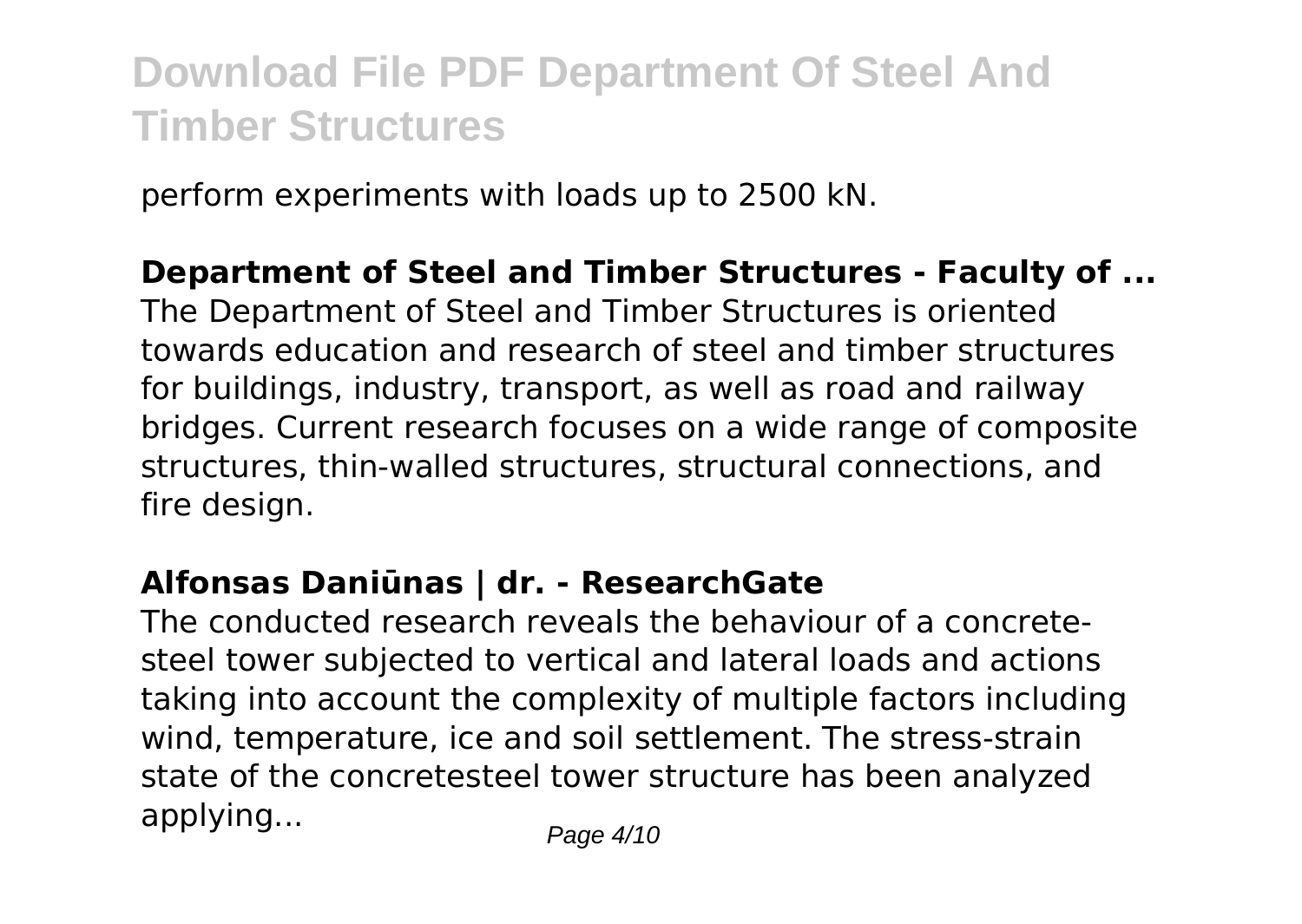perform experiments with loads up to 2500 kN.

**Department of Steel and Timber Structures - Faculty of ...**

The Department of Steel and Timber Structures is oriented towards education and research of steel and timber structures for buildings, industry, transport, as well as road and railway bridges. Current research focuses on a wide range of composite structures, thin-walled structures, structural connections, and fire design.

**Alfonsas Daniūnas | dr. - ResearchGate**

The conducted research reveals the behaviour of a concrete-steel tower subjected to vertical and lateral loads and actions taking into account the complexity of multiple factors including wind, temperature, ice and soil settlement. The stress-strain state of the concretesteel tower structure has been analyzed applying...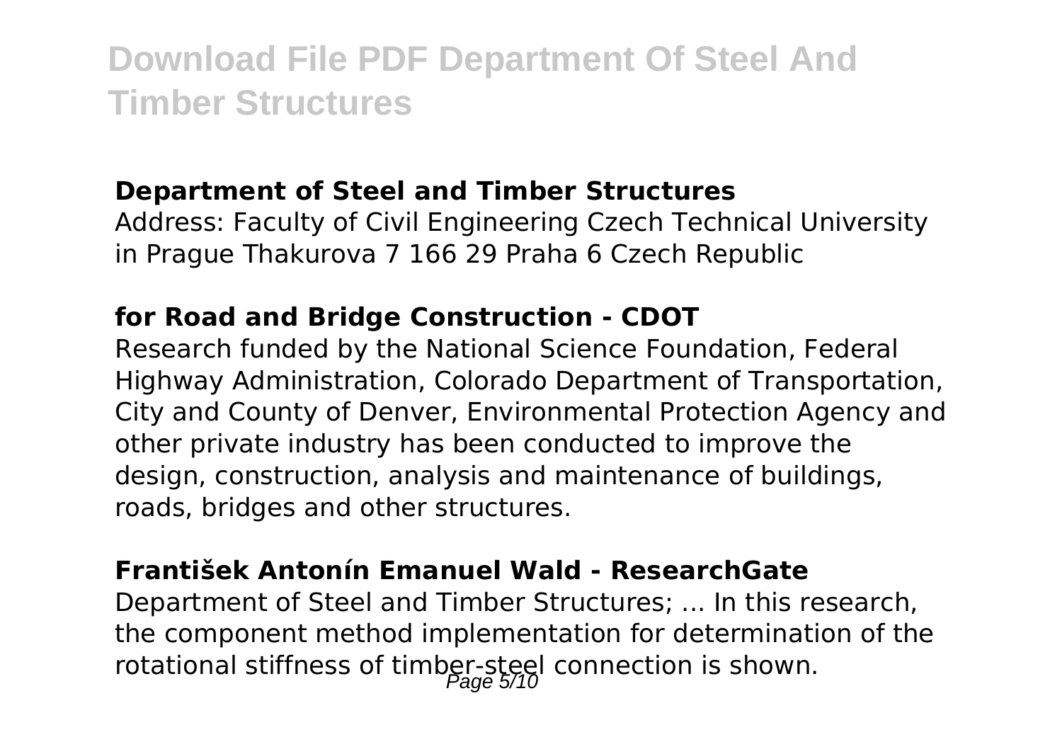### Department of Steel and Timber Structures

Address: Faculty of Civil Engineering Czech Technical University in Prague Thakurova 7 166 29 Praha 6 Czech Republic

### for Road and Bridge Construction - CDOT

Research funded by the National Science Foundation, Federal Highway Administration, Colorado Department of Transportation, City and County of Denver, Environmental Protection Agency and other private industry has been conducted to improve the design, construction, analysis and maintenance of buildings, roads, bridges and other structures.

### František Antonín Emanuel Wald - ResearchGate

Department of Steel and Timber Structures; ... In this research, the component method implementation for determination of the rotational stiffness of timber-steel connection is shown.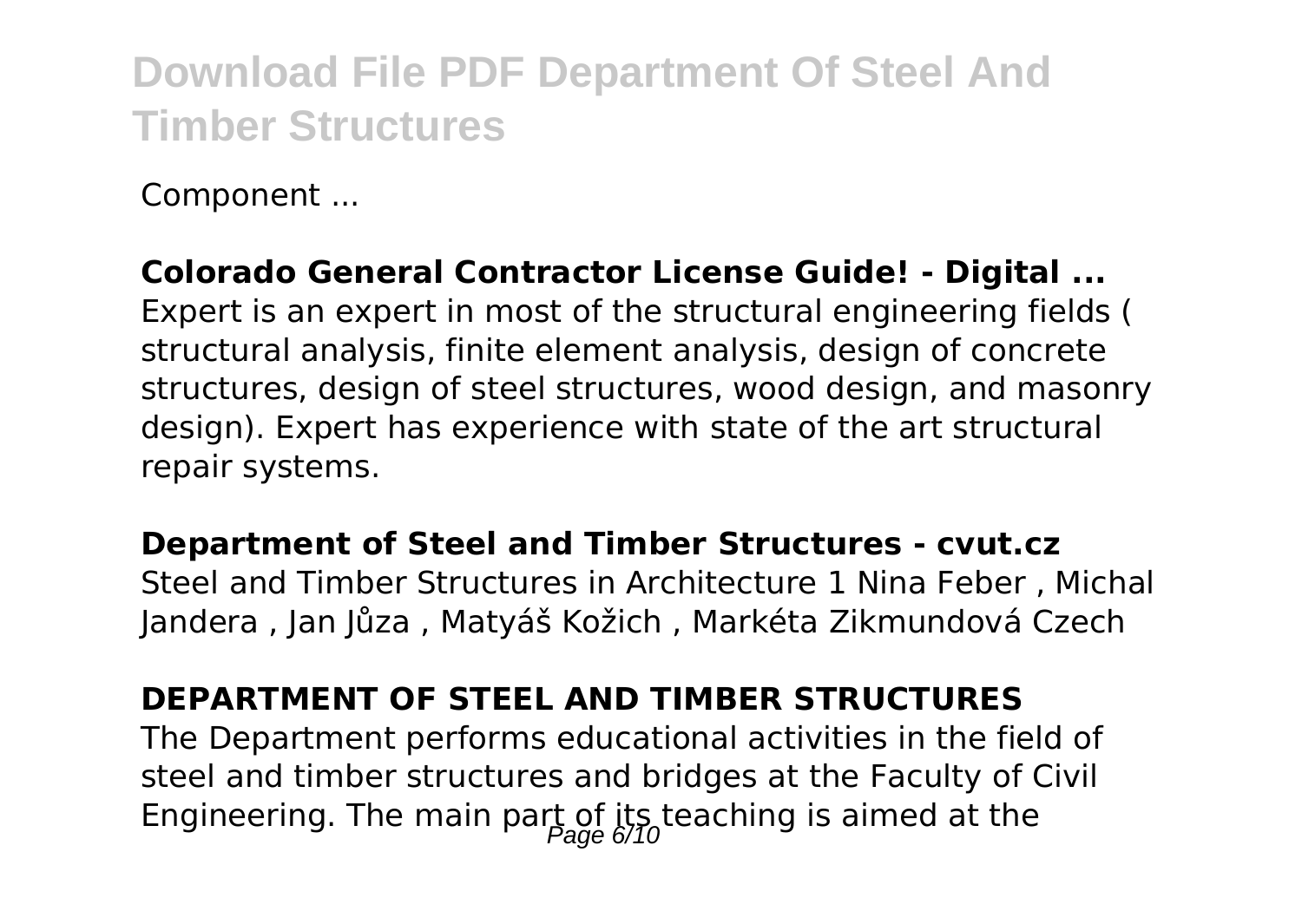Component ...

**Colorado General Contractor License Guide! - Digital ...**

Expert is an expert in most of the structural engineering fields ( structural analysis, finite element analysis, design of concrete structures, design of steel structures, wood design, and masonry design). Expert has experience with state of the art structural repair systems.

**Department of Steel and Timber Structures - cvut.cz**

Steel and Timber Structures in Architecture 1 Nina Feber , Michal Jandera , Jan Jůza , Matyáš Kožich , Markéta Zikmundová Czech

**DEPARTMENT OF STEEL AND TIMBER STRUCTURES**

The Department performs educational activities in the field of steel and timber structures and bridges at the Faculty of Civil Engineering. The main part of its teaching is aimed at the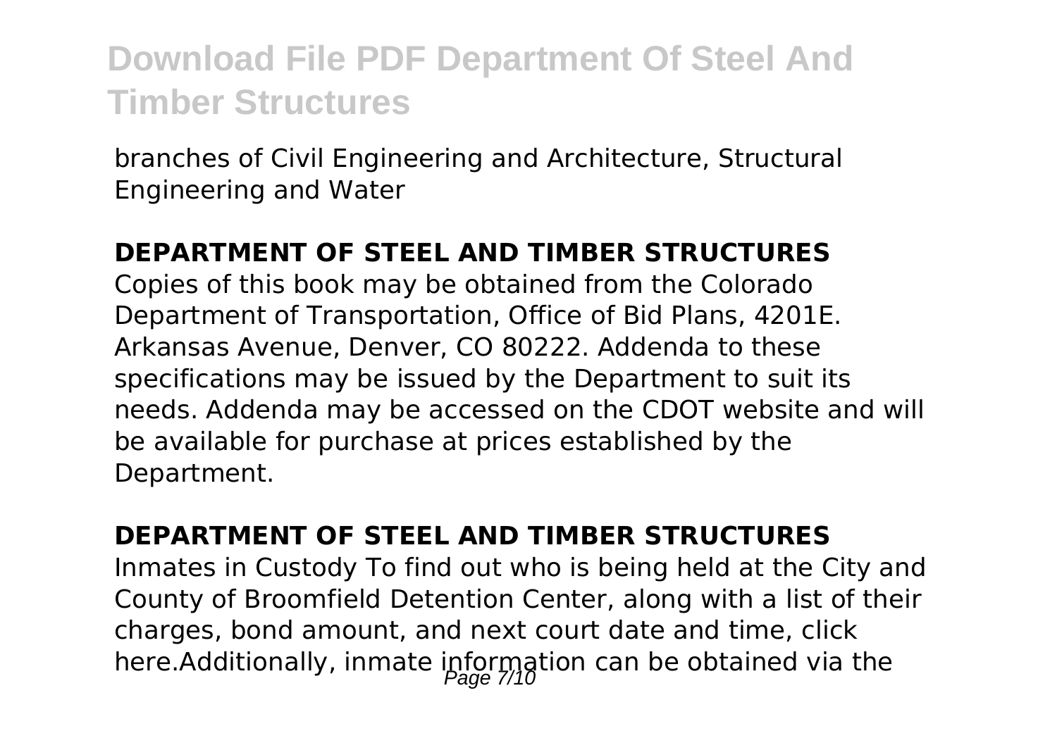branches of Civil Engineering and Architecture, Structural Engineering and Water

### DEPARTMENT OF STEEL AND TIMBER STRUCTURES

Copies of this book may be obtained from the Colorado Department of Transportation, Office of Bid Plans, 4201E. Arkansas Avenue, Denver, CO 80222. Addenda to these specifications may be issued by the Department to suit its needs. Addenda may be accessed on the CDOT website and will be available for purchase at prices established by the Department.

### DEPARTMENT OF STEEL AND TIMBER STRUCTURES

Inmates in Custody To find out who is being held at the City and County of Broomfield Detention Center, along with a list of their charges, bond amount, and next court date and time, click here.Additionally, inmate information can be obtained via the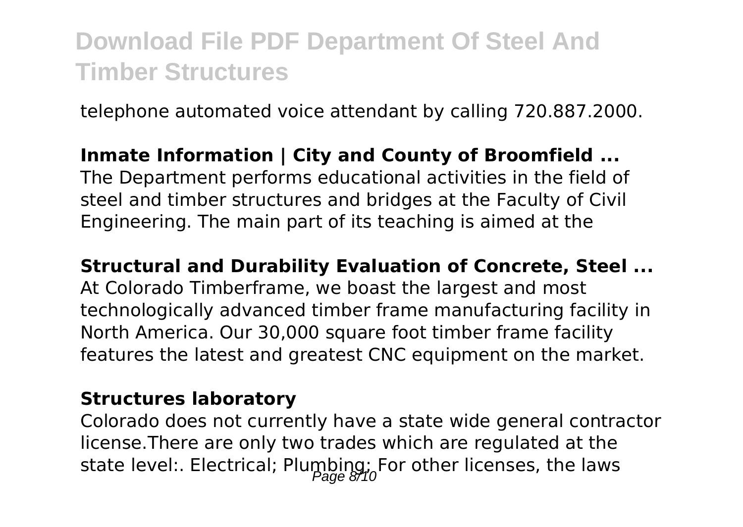telephone automated voice attendant by calling 720.887.2000.

**Inmate Information | City and County of Broomfield ...**
The Department performs educational activities in the field of steel and timber structures and bridges at the Faculty of Civil Engineering. The main part of its teaching is aimed at the

**Structural and Durability Evaluation of Concrete, Steel ...**
At Colorado Timberframe, we boast the largest and most technologically advanced timber frame manufacturing facility in North America. Our 30,000 square foot timber frame facility features the latest and greatest CNC equipment on the market.

**Structures laboratory**
Colorado does not currently have a state wide general contractor license.There are only two trades which are regulated at the state level:. Electrical; Plumbing; For other licenses, the laws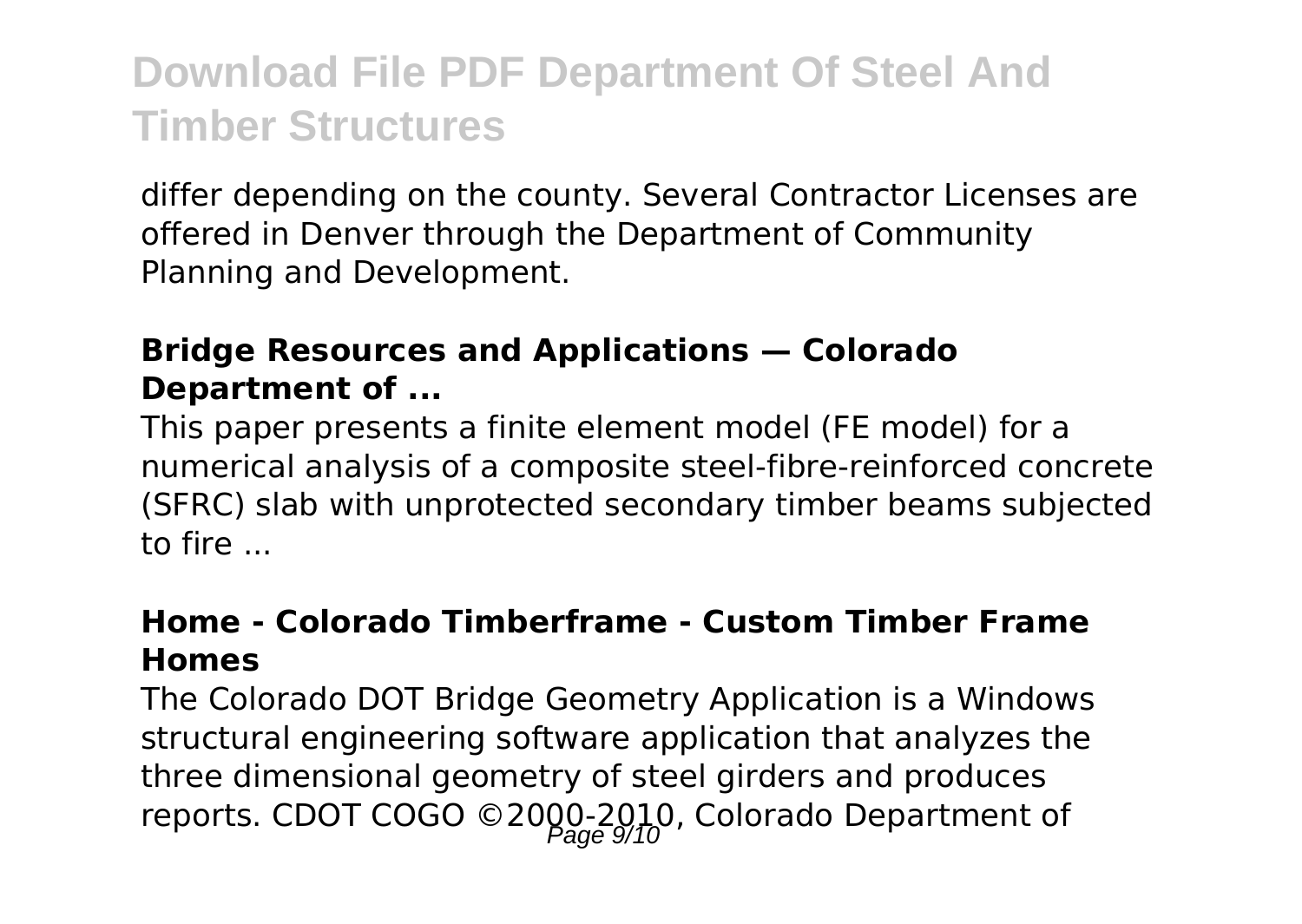differ depending on the county. Several Contractor Licenses are offered in Denver through the Department of Community Planning and Development.

### Bridge Resources and Applications — Colorado Department of ...

This paper presents a finite element model (FE model) for a numerical analysis of a composite steel-fibre-reinforced concrete (SFRC) slab with unprotected secondary timber beams subjected to fire ...

### Home - Colorado Timberframe - Custom Timber Frame Homes

The Colorado DOT Bridge Geometry Application is a Windows structural engineering software application that analyzes the three dimensional geometry of steel girders and produces reports. CDOT COGO ©2000-2010, Colorado Department of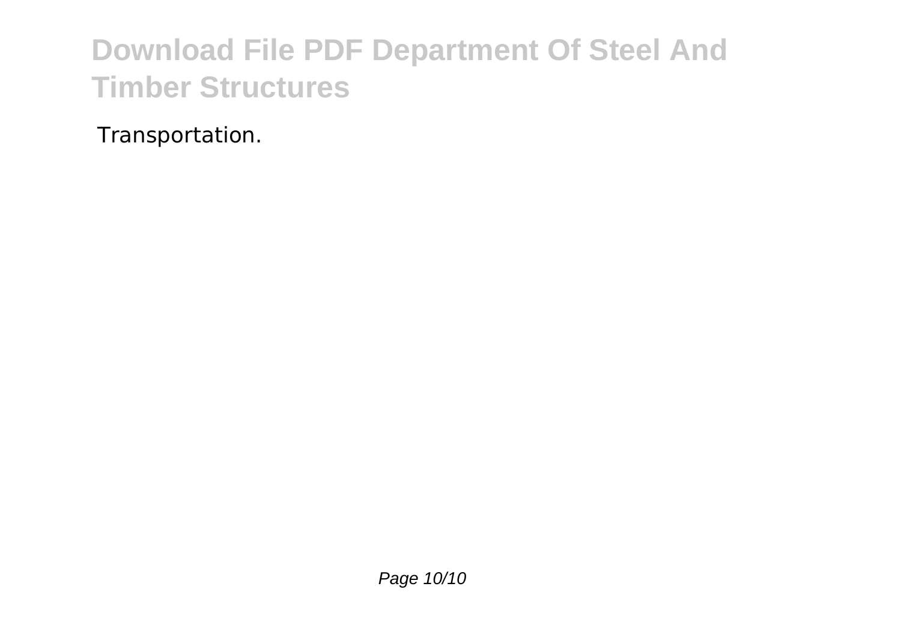Transportation.